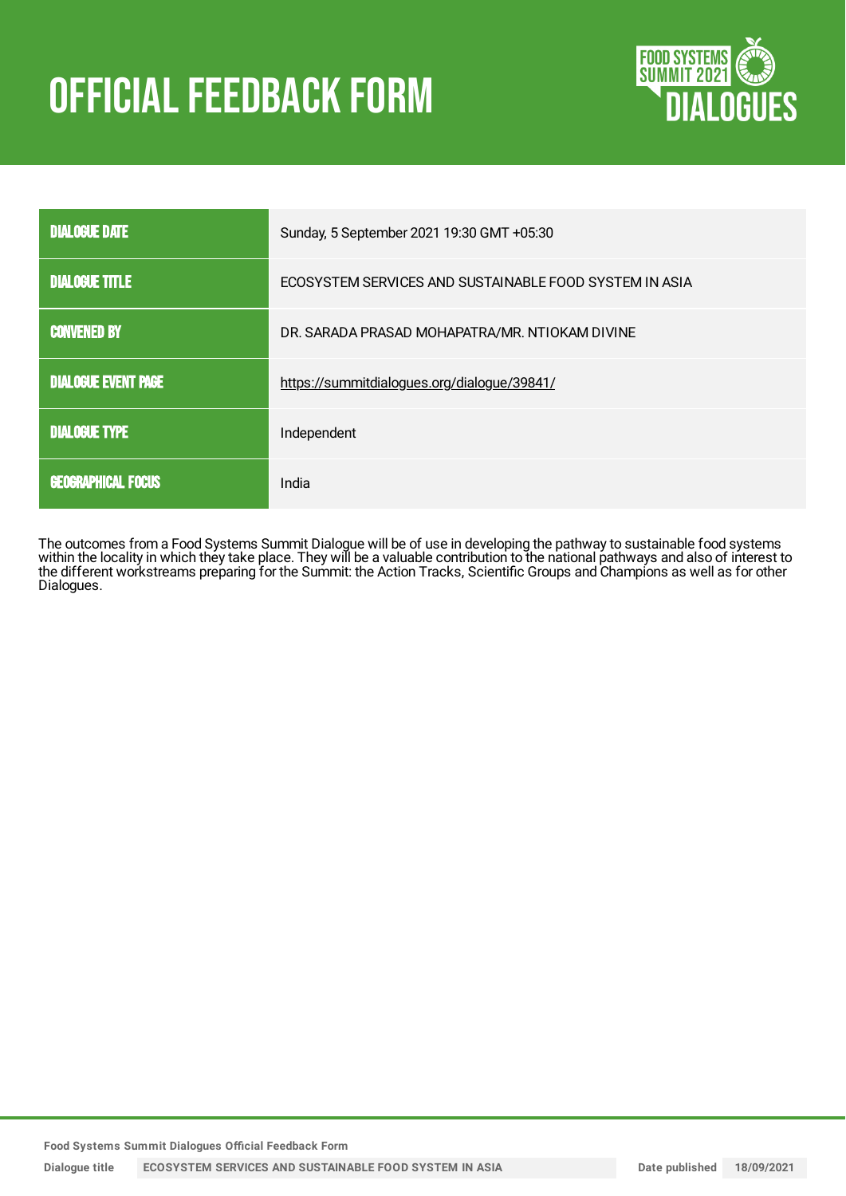# OFFICIAL FEEDBACK FORM

| | |
|---|---|
| DIALOGUE DATE | Sunday, 5 September 2021 19:30 GMT +05:30 |
| DIALOGUE TITLE | ECOSYSTEM SERVICES AND SUSTAINABLE FOOD SYSTEM IN ASIA |
| CONVENED BY | DR. SARADA PRASAD MOHAPATRA/MR. NTIOKAM DIVINE |
| DIALOGUE EVENT PAGE | https://summitdialogues.org/dialogue/39841/ |
| DIALOGUE TYPE | Independent |
| GEOGRAPHICAL FOCUS | India |

The outcomes from a Food Systems Summit Dialogue will be of use in developing the pathway to sustainable food systems within the locality in which they take place. They will be a valuable contribution to the national pathways and also of interest to the different workstreams preparing for the Summit: the Action Tracks, Scientific Groups and Champions as well as for other Dialogues.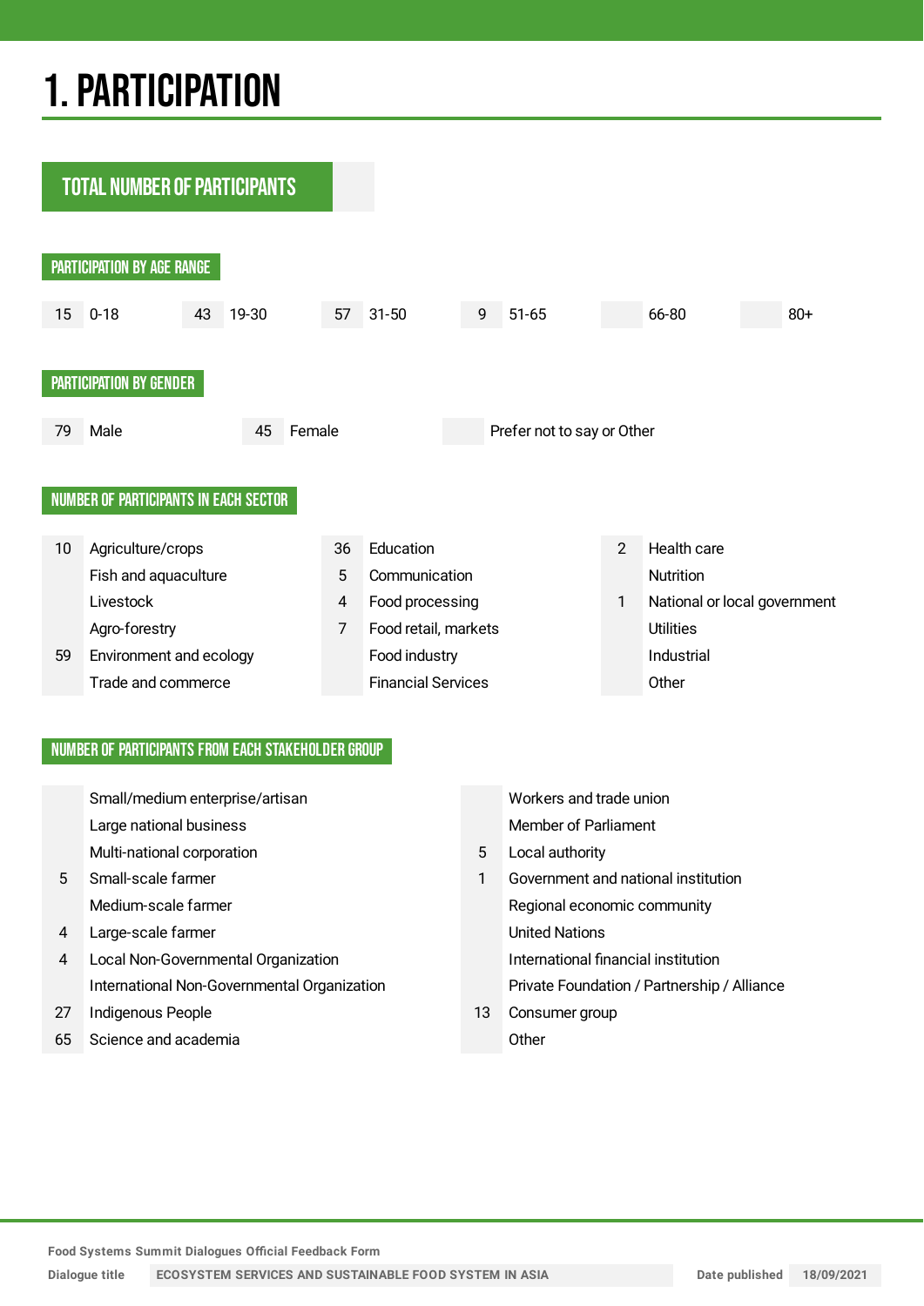# 1. PARTICIPATION

## TOTAL NUMBER OF PARTICIPANTS

### PARTICIPATION BY AGE RANGE

| | |
|---|---|
| 15 | 0-18 |
| 43 | 19-30 |
| 57 | 31-50 |
| 9 | 51-65 |
| | 66-80 |
| | 80+ |

### PARTICIPATION BY GENDER

| | |
|---|---|
| 79 | Male |
| 45 | Female |
| | Prefer not to say or Other |

### NUMBER OF PARTICIPANTS IN EACH SECTOR

| | | | | | |
|---|---|---|---|---|---|
| 10 | Agriculture/crops | 36 | Education | 2 | Health care |
| | Fish and aquaculture | 5 | Communication | | Nutrition |
| | Livestock | 4 | Food processing | 1 | National or local government |
| | Agro-forestry | 7 | Food retail, markets | | Utilities |
| 59 | Environment and ecology | | Food industry | | Industrial |
| | Trade and commerce | | Financial Services | | Other |

### NUMBER OF PARTICIPANTS FROM EACH STAKEHOLDER GROUP

| | | | |
|---|---|---|---|
| | Small/medium enterprise/artisan | | Workers and trade union |
| | Large national business | | Member of Parliament |
| | Multi-national corporation | 5 | Local authority |
| 5 | Small-scale farmer | 1 | Government and national institution |
| | Medium-scale farmer | | Regional economic community |
| 4 | Large-scale farmer | | United Nations |
| 4 | Local Non-Governmental Organization | | International financial institution |
| | International Non-Governmental Organization | | Private Foundation / Partnership / Alliance |
| 27 | Indigenous People | 13 | Consumer group |
| 65 | Science and academia | | Other |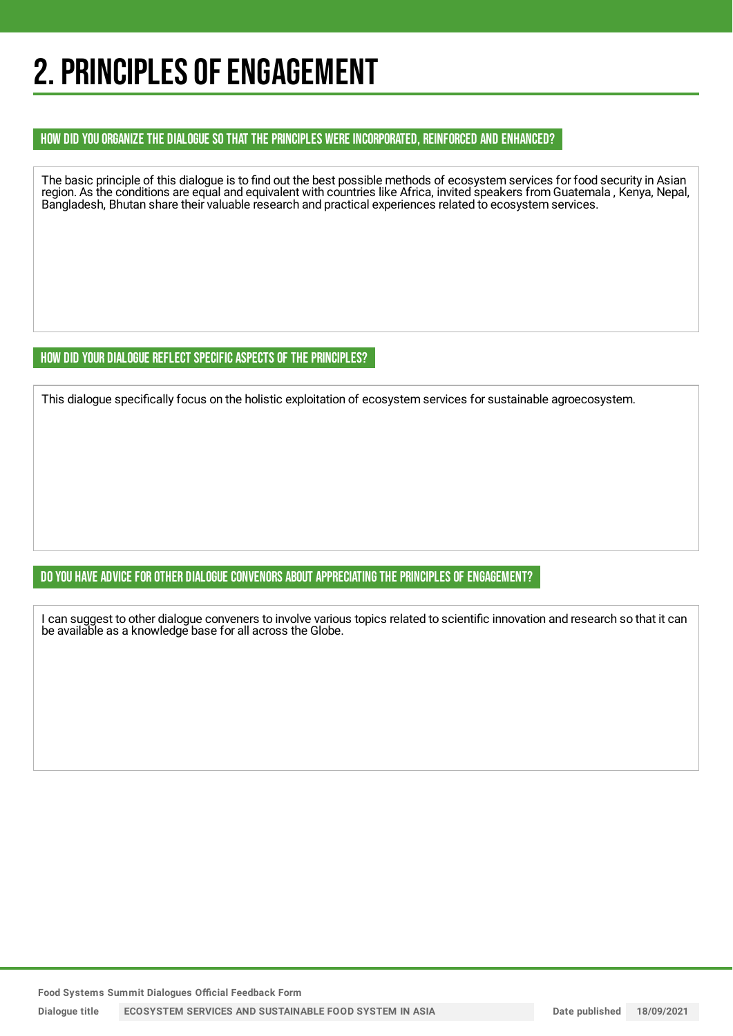# 2. PRINCIPLES OF ENGAGEMENT

### HOW DID YOU ORGANIZE THE DIALOGUE SO THAT THE PRINCIPLES WERE INCORPORATED, REINFORCED AND ENHANCED?

The basic principle of this dialogue is to find out the best possible methods of ecosystem services for food security in Asian region. As the conditions are equal and equivalent with countries like Africa, invited speakers from Guatemala , Kenya, Nepal, Bangladesh, Bhutan share their valuable research and practical experiences related to ecosystem services.

### HOW DID YOUR DIALOGUE REFLECT SPECIFIC ASPECTS OF THE PRINCIPLES?

This dialogue specifically focus on the holistic exploitation of ecosystem services for sustainable agroecosystem.

### DO YOU HAVE ADVICE FOR OTHER DIALOGUE CONVENORS ABOUT APPRECIATING THE PRINCIPLES OF ENGAGEMENT?

I can suggest to other dialogue conveners to involve various topics related to scientific innovation and research so that it can be available as a knowledge base for all across the Globe.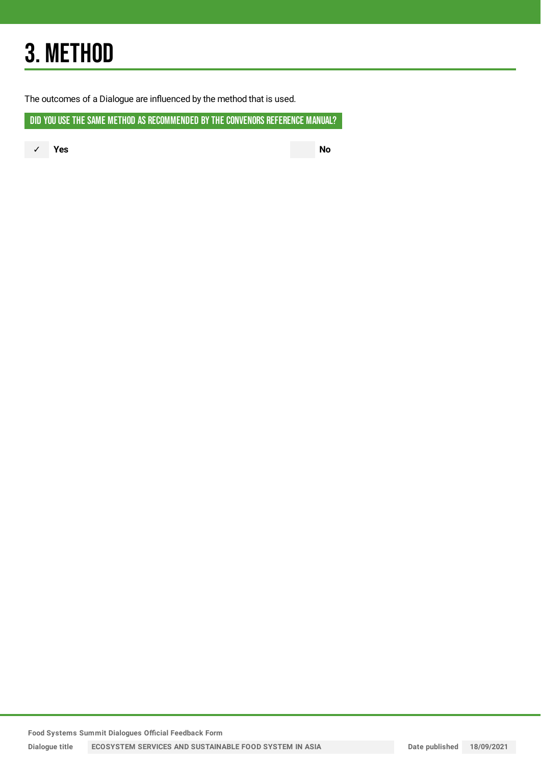# 3. METHOD

The outcomes of a Dialogue are influenced by the method that is used.

## DID YOU USE THE SAME METHOD AS RECOMMENDED BY THE CONVENORS REFERENCE MANUAL?

✓ **Yes**

**No**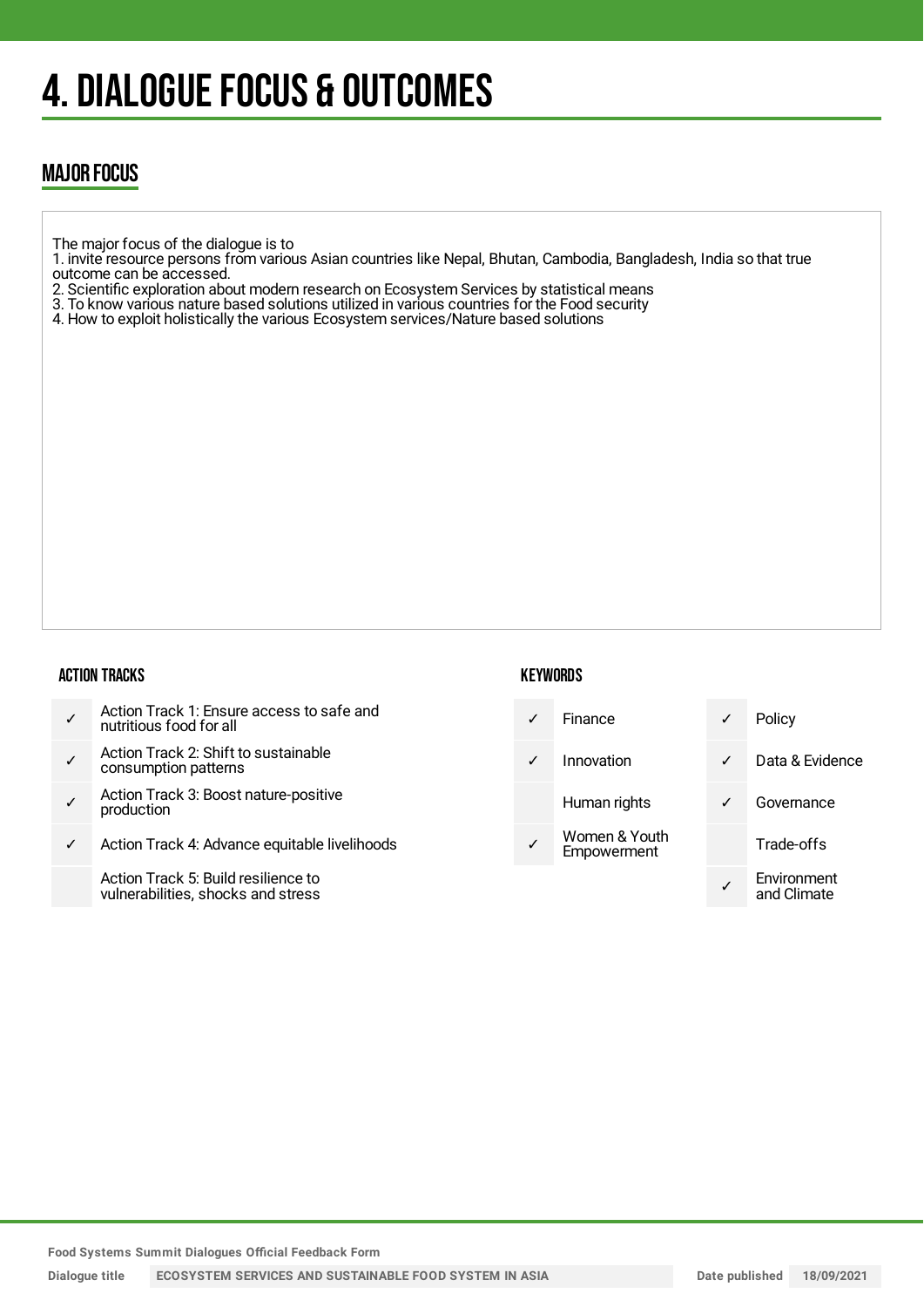# 4. DIALOGUE FOCUS & OUTCOMES

## MAJOR FOCUS

The major focus of the dialogue is to
1. invite resource persons from various Asian countries like Nepal, Bhutan, Cambodia, Bangladesh, India so that true outcome can be accessed.
2. Scientific exploration about modern research on Ecosystem Services by statistical means
3. To know various nature based solutions utilized in various countries for the Food security
4. How to exploit holistically the various Ecosystem services/Nature based solutions

### ACTION TRACKS

| | |
|---|---|
| ✓ | Action Track 1: Ensure access to safe and nutritious food for all |
| ✓ | Action Track 2: Shift to sustainable consumption patterns |
| ✓ | Action Track 3: Boost nature-positive production |
| ✓ | Action Track 4: Advance equitable livelihoods |
| | Action Track 5: Build resilience to vulnerabilities, shocks and stress |

### KEYWORDS

| | | | |
|---|---|---|---|
| ✓ | Finance | ✓ | Policy |
| ✓ | Innovation | ✓ | Data & Evidence |
| | Human rights | ✓ | Governance |
| ✓ | Women & Youth Empowerment | | Trade-offs |
| | | ✓ | Environment and Climate |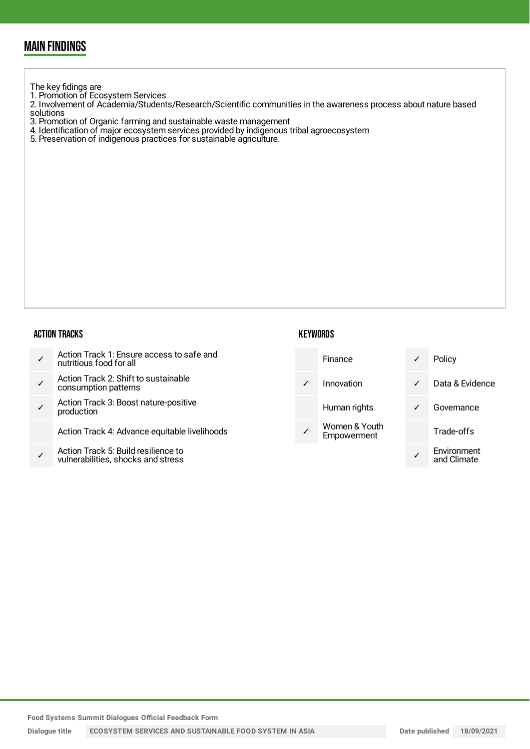## MAIN FINDINGS

The key fidings are
1. Promotion of Ecosystem Services
2. Involvement of Academia/Students/Research/Scientific communities in the awareness process about nature based solutions
3. Promotion of Organic farming and sustainable waste management
4. Identification of major ecosystem services provided by indigenous tribal agroecosystem
5. Preservation of indigenous practices for sustainable agriculture.

### ACTION TRACKS

| | |
|---|---|
| ✓ | Action Track 1: Ensure access to safe and nutritious food for all |
| ✓ | Action Track 2: Shift to sustainable consumption patterns |
| ✓ | Action Track 3: Boost nature-positive production |
| | Action Track 4: Advance equitable livelihoods |
| ✓ | Action Track 5: Build resilience to vulnerabilities, shocks and stress |

### KEYWORDS

| | | | |
|---|---|---|---|
| | Finance | ✓ | Policy |
| ✓ | Innovation | ✓ | Data & Evidence |
| | Human rights | ✓ | Governance |
| ✓ | Women & Youth Empowerment | | Trade-offs |
| | | ✓ | Environment and Climate |

Food Systems Summit Dialogues Official Feedback Form

Dialogue title: ECOSYSTEM SERVICES AND SUSTAINABLE FOOD SYSTEM IN ASIA

Date published: 18/09/2021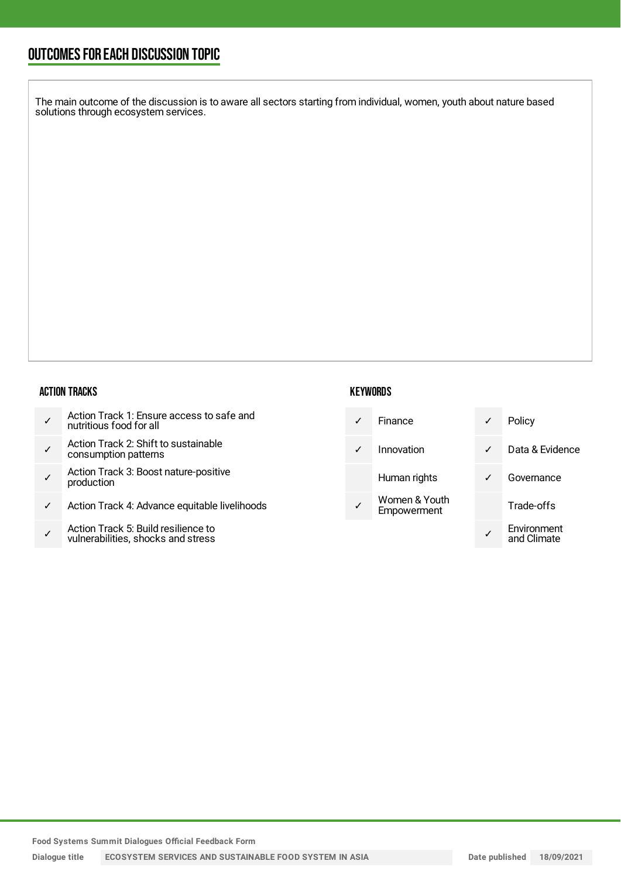## OUTCOMES FOR EACH DISCUSSION TOPIC

The main outcome of the discussion is to aware all sectors starting from individual, women, youth about nature based solutions through ecosystem services.

### ACTION TRACKS

| | |
|---|---|
| ✓ | Action Track 1: Ensure access to safe and nutritious food for all |
| ✓ | Action Track 2: Shift to sustainable consumption patterns |
| ✓ | Action Track 3: Boost nature-positive production |
| ✓ | Action Track 4: Advance equitable livelihoods |
| ✓ | Action Track 5: Build resilience to vulnerabilities, shocks and stress |

### KEYWORDS

| | | | |
|---|---|---|---|
| ✓ | Finance | ✓ | Policy |
| ✓ | Innovation | ✓ | Data & Evidence |
| | Human rights | ✓ | Governance |
| ✓ | Women & Youth Empowerment | | Trade-offs |
| | | ✓ | Environment and Climate |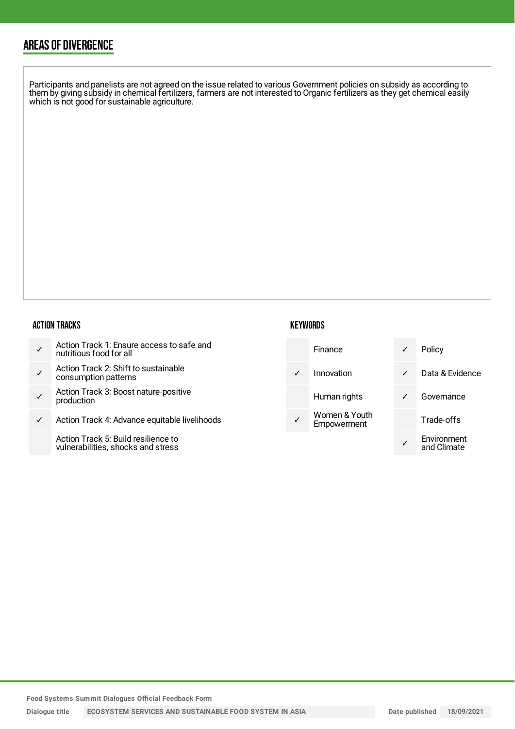## AREAS OF DIVERGENCE

Participants and panelists are not agreed on the issue related to various Government policies on subsidy as according to them by giving subsidy in chemical fertilizers, farmers are not interested to Organic fertilizers as they get chemical easily which is not good for sustainable agriculture.

### ACTION TRACKS

| | |
|---|---|
| ✓ | Action Track 1: Ensure access to safe and nutritious food for all |
| ✓ | Action Track 2: Shift to sustainable consumption patterns |
| ✓ | Action Track 3: Boost nature-positive production |
| ✓ | Action Track 4: Advance equitable livelihoods |
| | Action Track 5: Build resilience to vulnerabilities, shocks and stress |

### KEYWORDS

| | | | |
|---|---|---|---|
| | Finance | ✓ | Policy |
| ✓ | Innovation | ✓ | Data & Evidence |
| | Human rights | ✓ | Governance |
| ✓ | Women & Youth Empowerment | | Trade-offs |
| | | ✓ | Environment and Climate |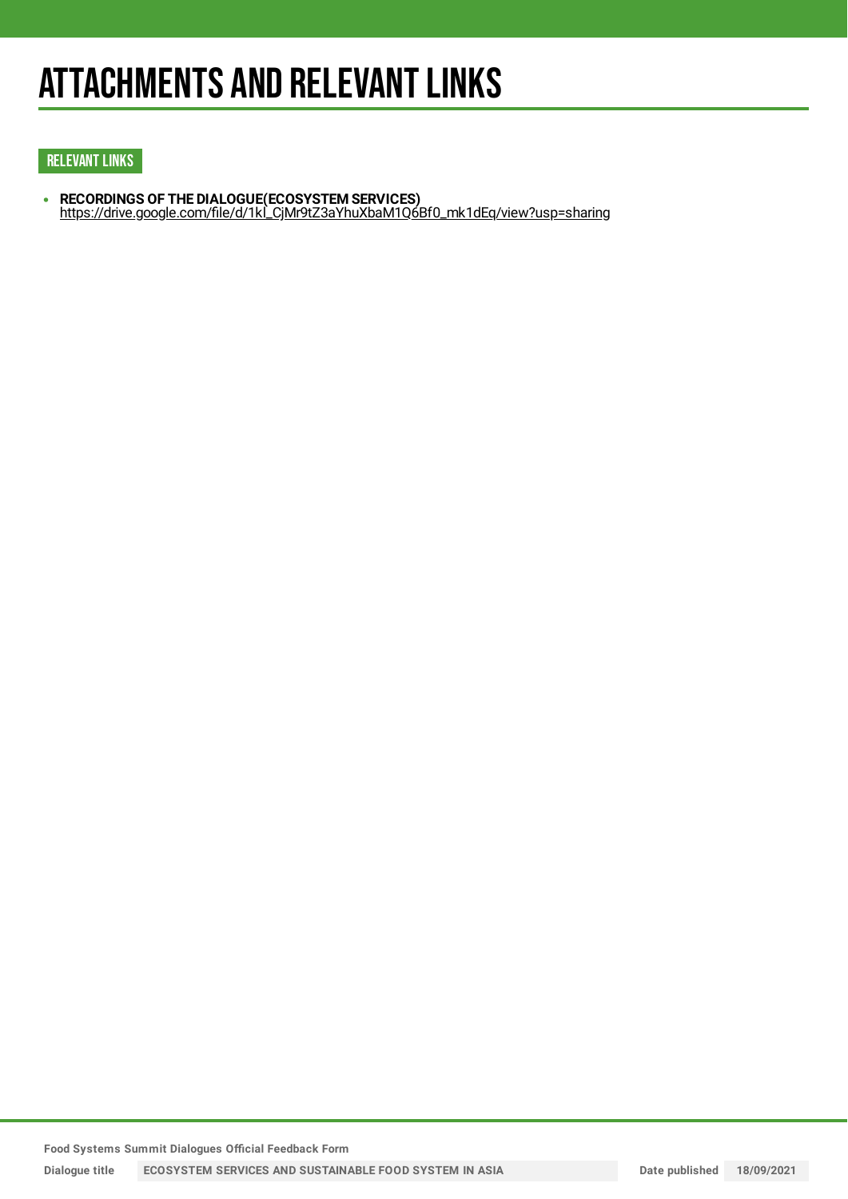# ATTACHMENTS AND RELEVANT LINKS

## RELEVANT LINKS

- **RECORDINGS OF THE DIALOGUE(ECOSYSTEM SERVICES)**
  https://drive.google.com/file/d/1kl_CjMr9tZ3aYhuXbaM1Q6Bf0_mk1dEq/view?usp=sharing